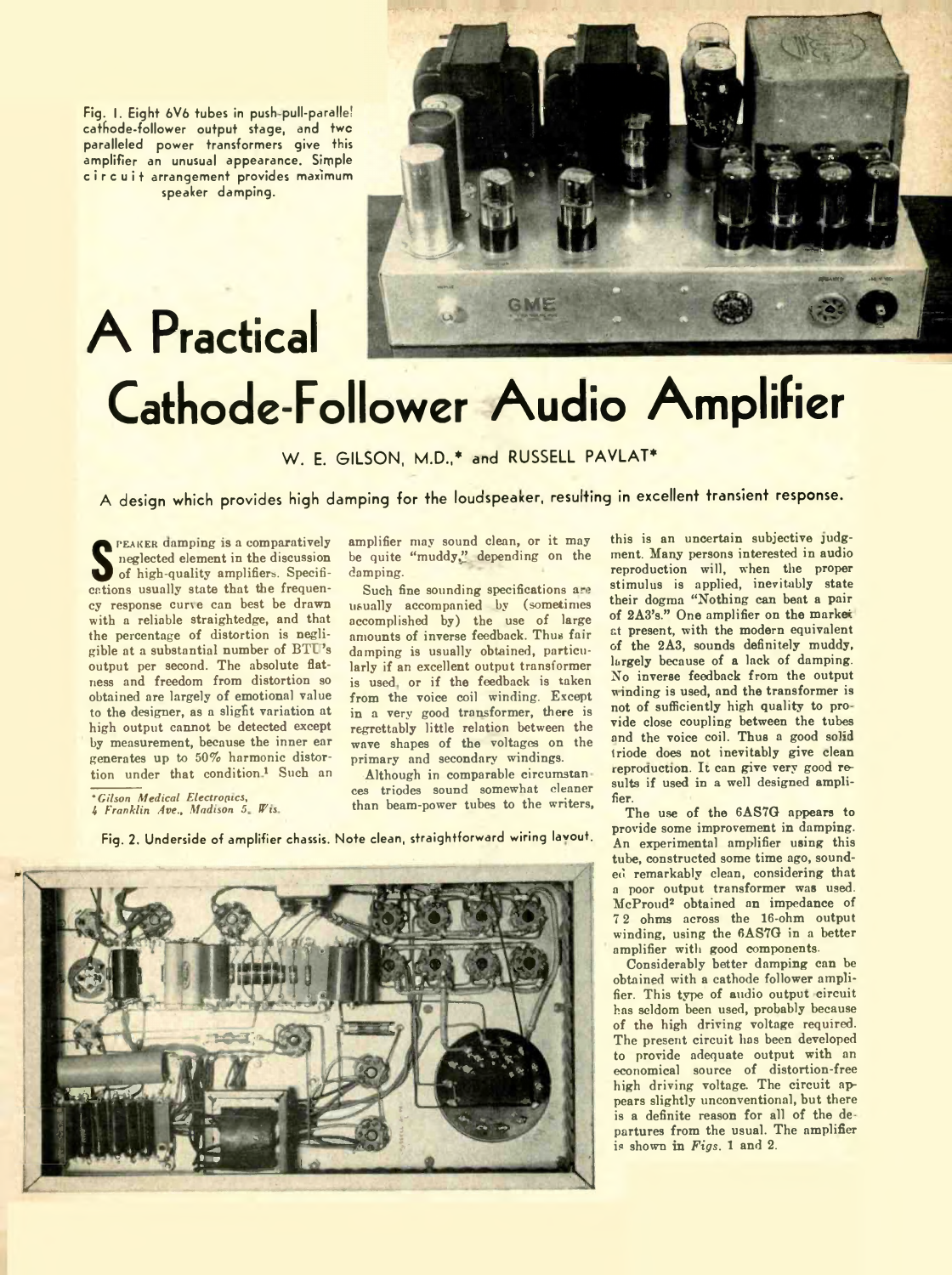Fig. 1. Eight 6V6 tubes in push-pull-parallel cathode-follower output stage, and two paralleled power transformers give this amplifier an unusual appearance. Simple circuit arrangement provides maximum speaker damping.

# A Practical Cathode-Follower Audio Amplifier

W. E. GILSON, M.D.,* and RUSSELL PAVLAT*

**A design which provides high damping for the loudspeaker, resulting in excellent transient response.**

SPEAKER damping is a comparatively neglected element in the discussion of high-quality amplifiers. Specifications usually state that the frequency response curve can best be drawn with a reliable straightedge, and that the percentage of distortion is negligible at a substantial number of BTU's output per second. The absolute flatness and freedom from distortion so obtained are largely of emotional value to the designer, as a slight variation at high output cannot be detected except by measurement, because the inner ear generates up to 50% harmonic distortion under that condition.[1] Such an amplifier may sound clean, or it may be quite "muddy," depending on the damping.

Such fine sounding specifications are usually accompanied by (sometimes accomplished by) the use of large amounts of inverse feedback. Thus fair damping is usually obtained, particularly if an excellent output transformer is used, or if the feedback is taken from the voice coil winding. Except in a very good transformer, there is regrettably little relation between the wave shapes of the voltages on the primary and secondary windings.

Although in comparable circumstances triodes sound somewhat cleaner than beam-power tubes to the writers, this is an uncertain subjective judgment. Many persons interested in audio reproduction will, when the proper stimulus is applied, inevitably state their dogma "Nothing can beat a pair of 2A3's." One amplifier on the market at present, with the modern equivalent of the 2A3, sounds definitely muddy, largely because of a lack of damping. No inverse feedback from the output winding is used, and the transformer is not of sufficiently high quality to provide close coupling between the tubes and the voice coil. Thus a good solid triode does not inevitably give clean reproduction. It can give very good results if used in a well designed amplifier.

The use of the 6AS7G appears to provide some improvement in damping. An experimental amplifier using this tube, constructed some time ago, sounded remarkably clean, considering that a poor output transformer was used. McProud[2] obtained an impedance of 7.2 ohms across the 16-ohm output winding, using the 6AS7G in a better amplifier with good components.

Considerably better damping can be obtained with a cathode follower amplifier. This type of audio output circuit has seldom been used, probably because of the high driving voltage required. The present circuit has been developed to provide adequate output with an economical source of distortion-free high driving voltage. The circuit appears slightly unconventional, but there is a definite reason for all of the departures from the usual. The amplifier is shown in *Figs.* 1 and 2.

Fig. 2. Underside of amplifier chassis. Note clean, straightforward wiring layout.

*\*Gilson Medical Electronics, 4 Franklin Ave., Madison 5, Wis.*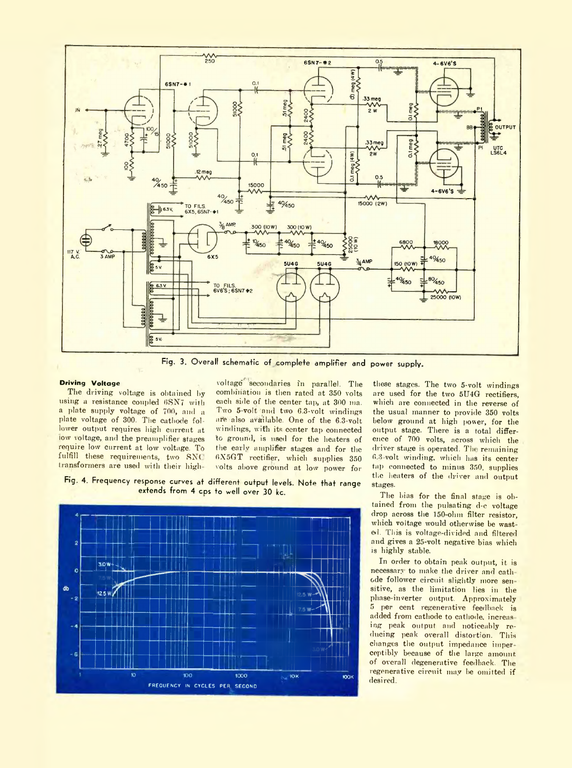Fig. 3. Overall schematic of complete amplifier and power supply.

### Driving Voltage

The driving voltage is obtained by using a resistance coupled 6SN7 with a plate supply voltage of 700, and a plate voltage of 300. The cathode follower output requires high current at low voltage, and the preamplifier stages require low current at low voltage. To fulfill these requirements, two SNC transformers are used with their high-voltage secondaries in parallel. The combination is then rated at 350 volts each side of the center tap, at 300 ma. Two 5-volt and two 6.3-volt windings are also available. One of the 6.3-volt windings, with its center tap connected to ground, is used for the heaters of the early amplifier stages and for the 6X5GT rectifier, which supplies 350 volts above ground at low power for these stages. The two 5-volt windings are used for the two 5U4G rectifiers, which are connected in the reverse of the usual manner to provide 350 volts below ground at high power, for the output stage. There is a total difference of 700 volts, across which the driver stage is operated. The remaining 6.3-volt winding, which has its center tap connected to minus 350, supplies the heaters of the driver and output stages.

Fig. 4. Frequency response curves at different output levels. Note that range extends from 4 cps to well over 30 kc.

The bias for the final stage is obtained from the pulsating d-c voltage drop across the 150-ohm filter resistor, which voltage would otherwise be wasted. This is voltage-divided and filtered and gives a 25-volt negative bias which is highly stable.

In order to obtain peak output, it is necessary to make the driver and cathode follower circuit slightly more sensitive, as the limitation lies in the phase-inverter output. Approximately 5 per cent regenerative feedback is added from cathode to cathode, increasing peak output and noticeably reducing peak overall distortion. This changes the output impedance imperceptibly because of the large amount of overall degenerative feedback. The regenerative circuit may be omitted if desired.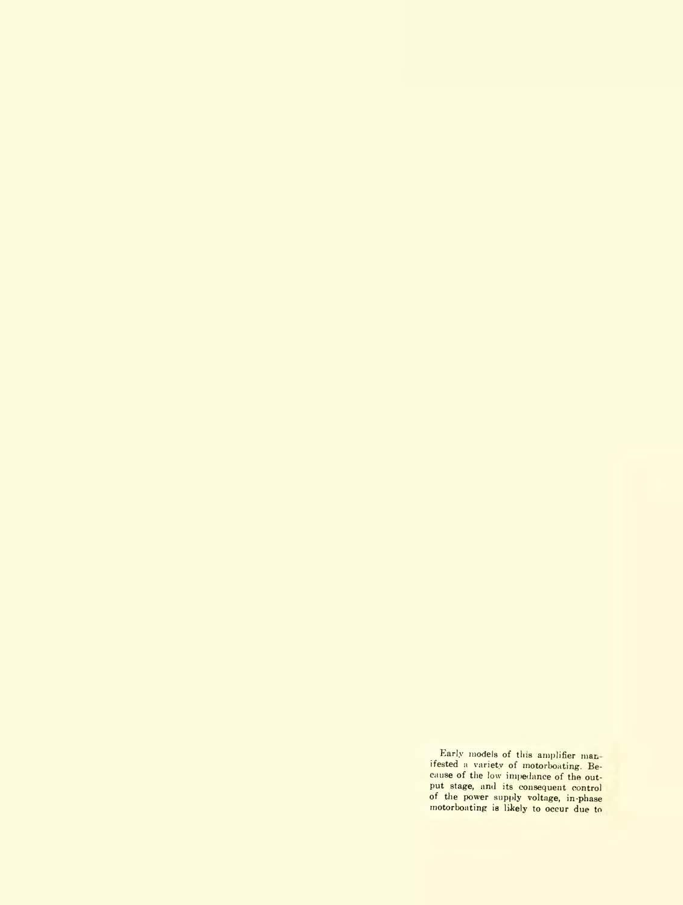Early models of this amplifier manifested a variety of motorboating. Because of the low impedance of the output stage, and its consequent control of the power supply voltage, in-phase motorboating is likely to occur due to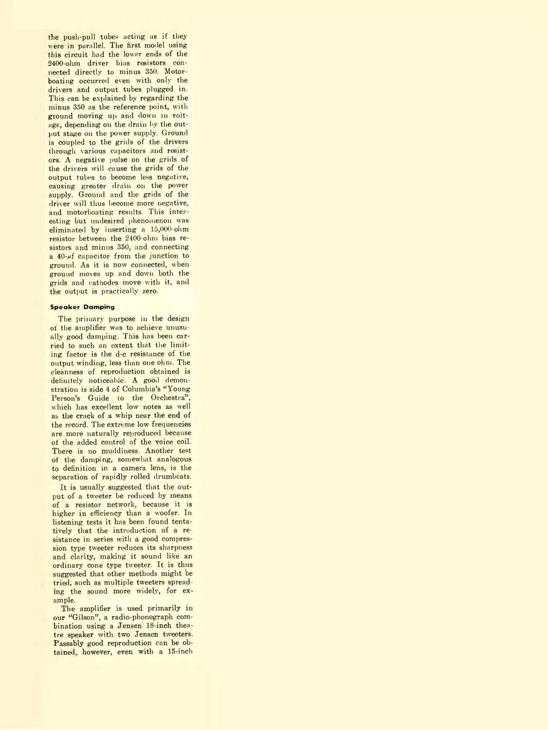the push-pull tubes acting as if they were in parallel. The first model using this circuit had the lower ends of the 2400-ohm driver bias resistors connected directly to minus 350. Motorboating occurred even with only the drivers and output tubes plugged in. This can be explained by regarding the minus 350 as the reference point, with ground moving up and down in voltage, depending on the drain by the output stage on the power supply. Ground is coupled to the grids of the drivers through various capacitors and resistors. A negative pulse on the grids of the drivers will cause the grids of the output tubes to become less negative, causing greater drain on the power supply. Ground and the grids of the driver will thus become more negative, and motorboating results. This interesting but undesired phenomenon was eliminated by inserting a 15,000-ohm resistor between the 2400-ohm bias resistors and minus 350, and connecting a 40-$\mu f$ capacitor from the junction to ground. As it is now connected, when ground moves up and down both the grids and cathodes move with it, and the output is practically zero.

#### Speaker Damping

The primary purpose in the design of the amplifier was to achieve unusually good damping. This has been carried to such an extent that the limiting factor is the d-c resistance of the output winding, less than one ohm. The cleanness of reproduction obtained is definitely noticeable. A good demonstration is side 4 of Columbia's "Young Person's Guide to the Orchestra", which has excellent low notes as well as the crack of a whip near the end of the record. The extreme low frequencies are more naturally reproduced because of the added control of the voice coil. There is no muddiness. Another test of the damping, somewhat analogous to definition in a camera lens, is the separation of rapidly rolled drumbeats.

It is usually suggested that the output of a tweeter be reduced by means of a resistor network, because it is higher in efficiency than a woofer. In listening tests it has been found tentatively that the introduction of a resistance in series with a good compression type tweeter reduces its sharpness and clarity, making it sound like an ordinary cone type tweeter. It is thus suggested that other methods might be tried, such as multiple tweeters spreading the sound more widely, for example.

The amplifier is used primarily in our "Gilson", a radio-phonograph combination using a Jensen 18-inch theatre speaker with two Jensen tweeters. Passably good reproduction can be obtained, however, even with a 15-inch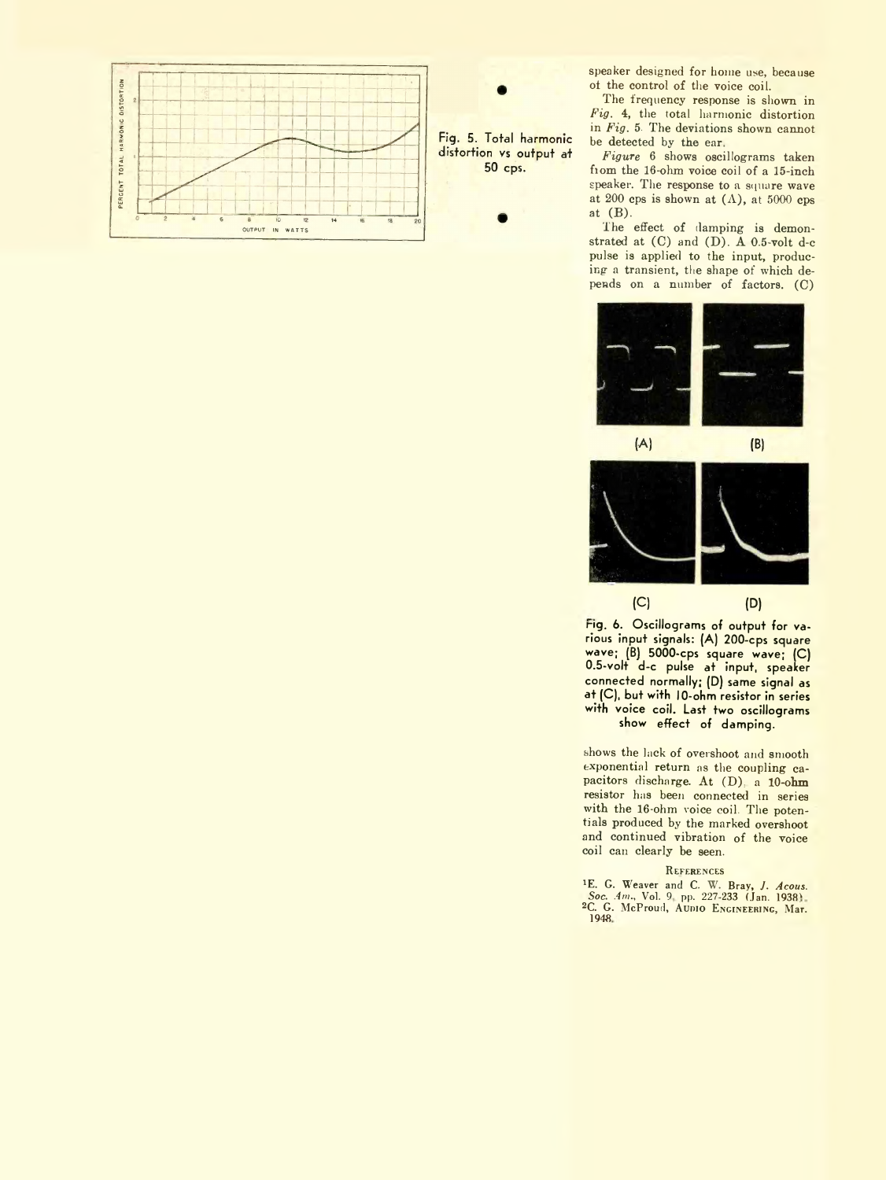PERCENT TOTAL HARMONIC DISTORTION

2

1

0 2 4 6 8 10 12 14 16 18 20

OUTPUT IN WATTS

Fig. 5. Total harmonic distortion vs output at 50 cps.

speaker designed for home use, because of the control of the voice coil.

The frequency response is shown in *Fig.* 4, the total harmonic distortion in *Fig.* 5. The deviations shown cannot be detected by the ear.

*Figure* 6 shows oscillograms taken from the 16-ohm voice coil of a 15-inch speaker. The response to a square wave at 200 cps is shown at (A), at 5000 cps at (B).

The effect of damping is demonstrated at (C) and (D). A 0.5-volt d-c pulse is applied to the input, producing a transient, the shape of which depends on a number of factors. (C) shows the lack of overshoot and smooth exponential return as the coupling capacitors discharge. At (D), a 10-ohm resistor has been connected in series with the 16-ohm voice coil. The potentials produced by the marked overshoot and continued vibration of the voice coil can clearly be seen.

(A) (B)

(C) (D)

Fig. 6. Oscillograms of output for various input signals: (A) 200-cps square wave; (B) 5000-cps square wave; (C) 0.5-volt d-c pulse at input, speaker connected normally; (D) same signal as at (C), but with 10-ohm resistor in series with voice coil. Last two oscillograms show effect of damping.

REFERENCES

[1] E. G. Weaver and C. W. Bray, *J. Acous. Soc. Am.*, Vol. 9, pp. 227-233 (Jan. 1938).

[2] C. G. McProud, AUDIO ENGINEERING, Mar. 1948.